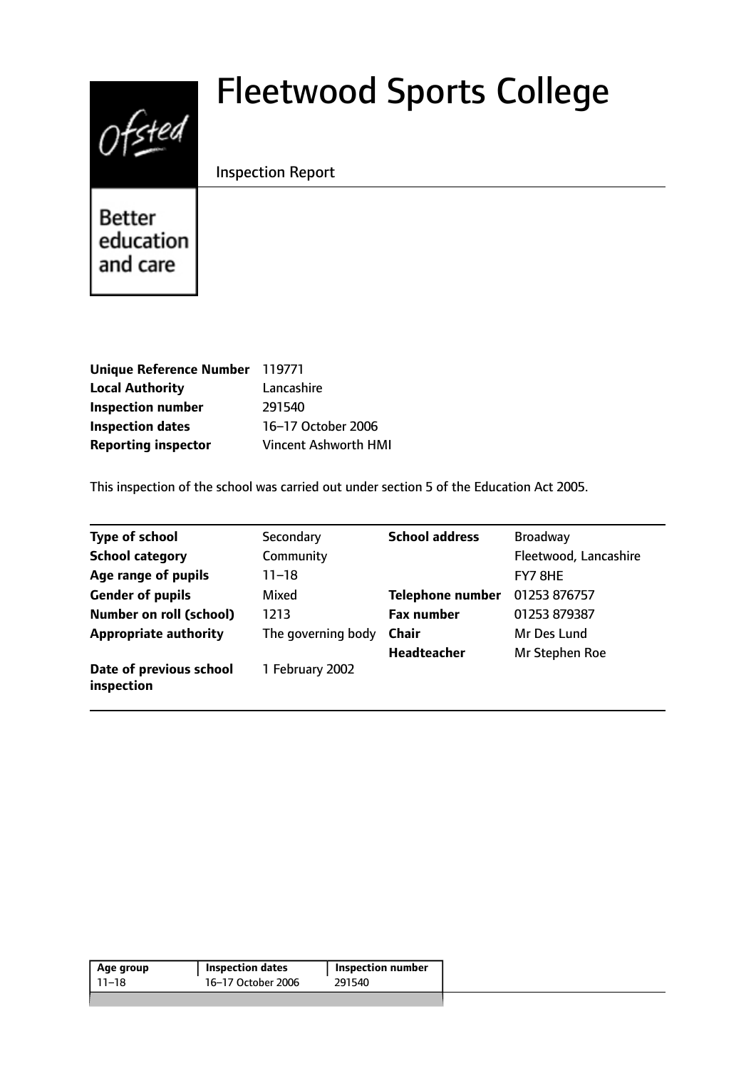# Fleetwood Sports College

Inspection Report

Ofsted
Better education and care

| | |
|---|---|
| **Unique Reference Number** | 119771 |
| **Local Authority** | Lancashire |
| **Inspection number** | 291540 |
| **Inspection dates** | 16–17 October 2006 |
| **Reporting inspector** | Vincent Ashworth HMI |

This inspection of the school was carried out under section 5 of the Education Act 2005.

| | | | |
|---|---|---|---|
| **Type of school** | Secondary | **School address** | Broadway |
| **School category** | Community | | Fleetwood, Lancashire |
| **Age range of pupils** | 11–18 | | FY7 8HE |
| **Gender of pupils** | Mixed | **Telephone number** | 01253 876757 |
| **Number on roll (school)** | 1213 | **Fax number** | 01253 879387 |
| **Appropriate authority** | The governing body | **Chair** | Mr Des Lund |
| | | **Headteacher** | Mr Stephen Roe |
| **Date of previous school inspection** | 1 February 2002 | | |

| Age group | Inspection dates | Inspection number |
|---|---|---|
| 11–18 | 16–17 October 2006 | 291540 |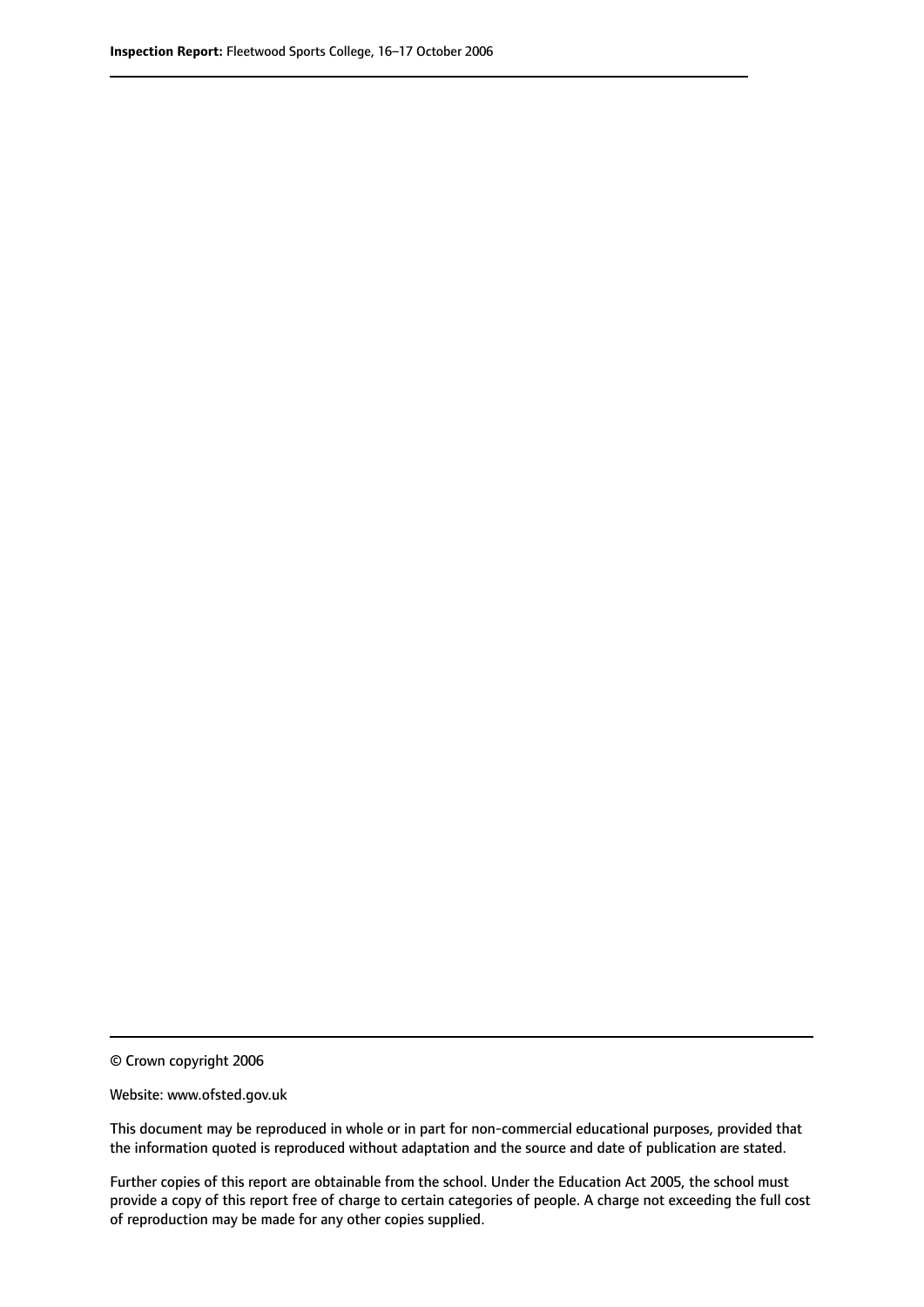© Crown copyright 2006

Website: www.ofsted.gov.uk

This document may be reproduced in whole or in part for non-commercial educational purposes, provided that the information quoted is reproduced without adaptation and the source and date of publication are stated.

Further copies of this report are obtainable from the school. Under the Education Act 2005, the school must provide a copy of this report free of charge to certain categories of people. A charge not exceeding the full cost of reproduction may be made for any other copies supplied.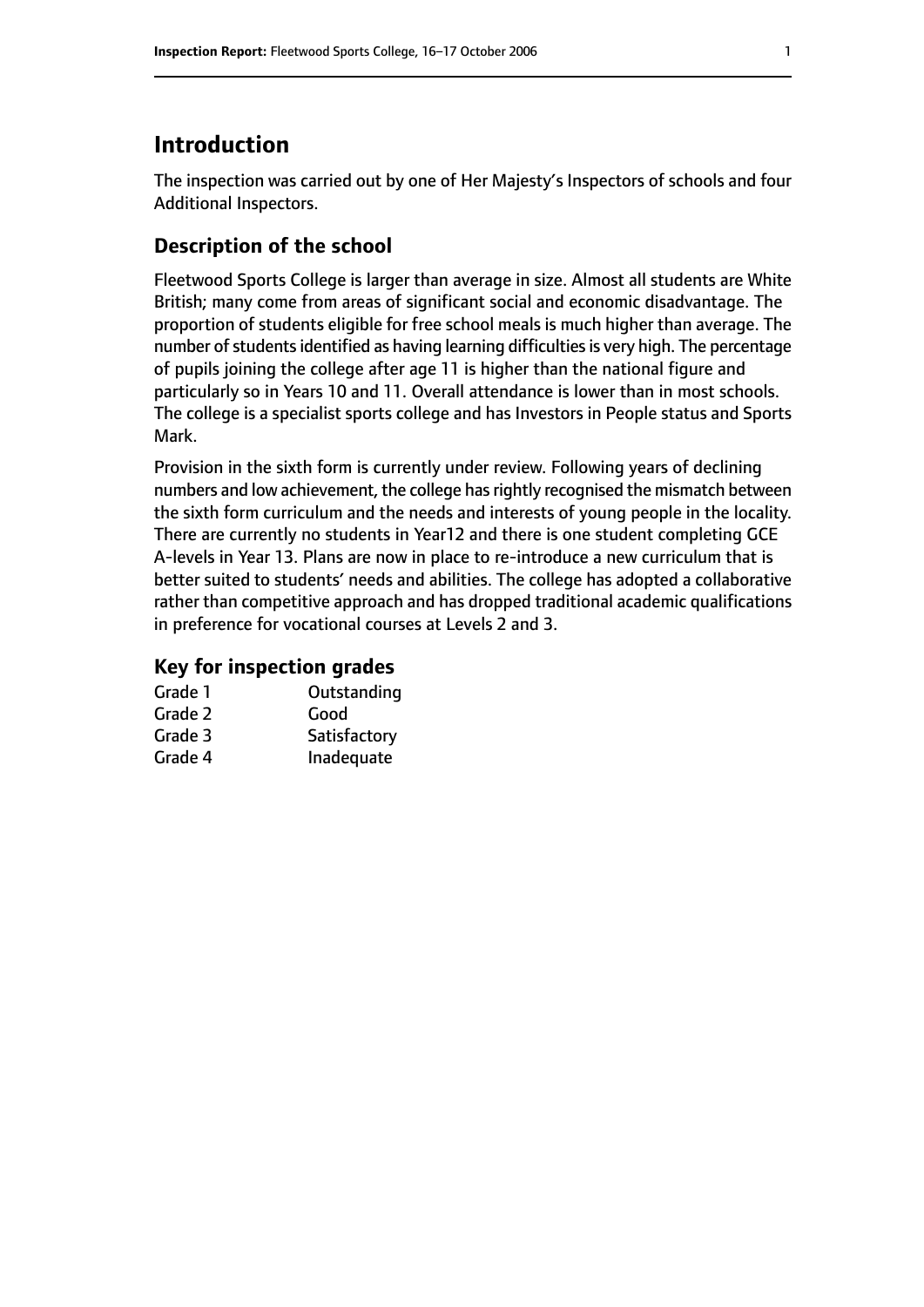# Introduction

The inspection was carried out by one of Her Majesty's Inspectors of schools and four Additional Inspectors.

## Description of the school

Fleetwood Sports College is larger than average in size. Almost all students are White British; many come from areas of significant social and economic disadvantage. The proportion of students eligible for free school meals is much higher than average. The number of students identified as having learning difficulties is very high. The percentage of pupils joining the college after age 11 is higher than the national figure and particularly so in Years 10 and 11. Overall attendance is lower than in most schools. The college is a specialist sports college and has Investors in People status and Sports Mark.

Provision in the sixth form is currently under review. Following years of declining numbers and low achievement, the college has rightly recognised the mismatch between the sixth form curriculum and the needs and interests of young people in the locality. There are currently no students in Year12 and there is one student completing GCE A-levels in Year 13. Plans are now in place to re-introduce a new curriculum that is better suited to students' needs and abilities. The college has adopted a collaborative rather than competitive approach and has dropped traditional academic qualifications in preference for vocational courses at Levels 2 and 3.

## Key for inspection grades

| | |
|---|---|
| Grade 1 | Outstanding |
| Grade 2 | Good |
| Grade 3 | Satisfactory |
| Grade 4 | Inadequate |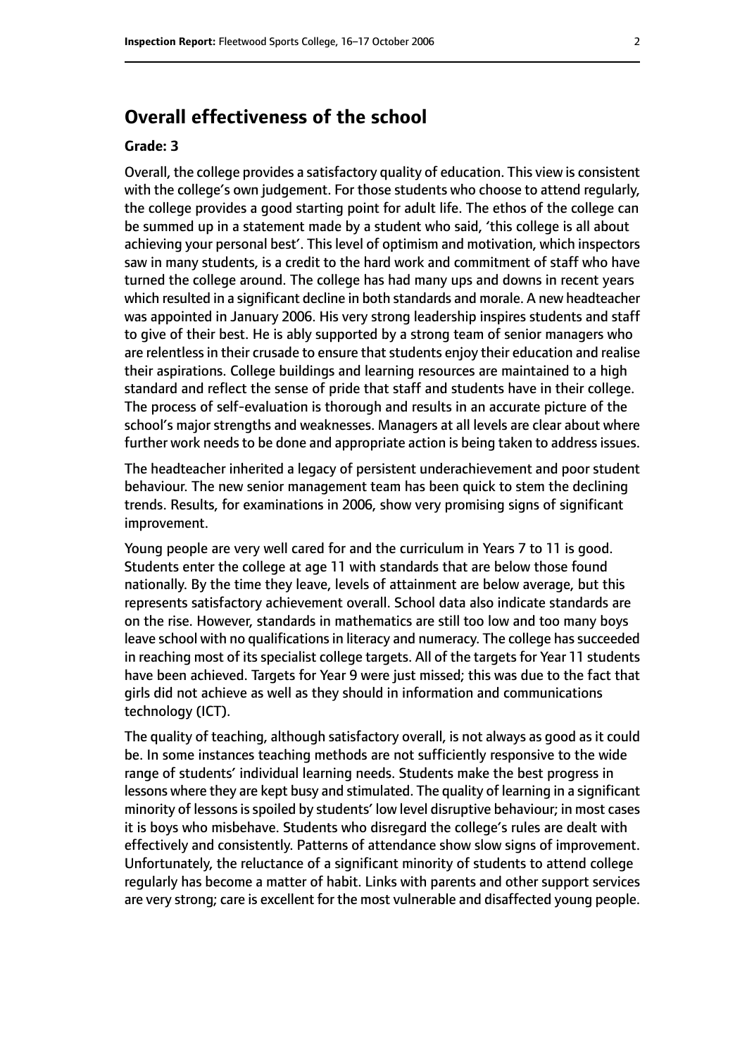## Overall effectiveness of the school

**Grade: 3**

Overall, the college provides a satisfactory quality of education. This view is consistent with the college's own judgement. For those students who choose to attend regularly, the college provides a good starting point for adult life. The ethos of the college can be summed up in a statement made by a student who said, 'this college is all about achieving your personal best'. This level of optimism and motivation, which inspectors saw in many students, is a credit to the hard work and commitment of staff who have turned the college around. The college has had many ups and downs in recent years which resulted in a significant decline in both standards and morale. A new headteacher was appointed in January 2006. His very strong leadership inspires students and staff to give of their best. He is ably supported by a strong team of senior managers who are relentless in their crusade to ensure that students enjoy their education and realise their aspirations. College buildings and learning resources are maintained to a high standard and reflect the sense of pride that staff and students have in their college. The process of self-evaluation is thorough and results in an accurate picture of the school's major strengths and weaknesses. Managers at all levels are clear about where further work needs to be done and appropriate action is being taken to address issues.

The headteacher inherited a legacy of persistent underachievement and poor student behaviour. The new senior management team has been quick to stem the declining trends. Results, for examinations in 2006, show very promising signs of significant improvement.

Young people are very well cared for and the curriculum in Years 7 to 11 is good. Students enter the college at age 11 with standards that are below those found nationally. By the time they leave, levels of attainment are below average, but this represents satisfactory achievement overall. School data also indicate standards are on the rise. However, standards in mathematics are still too low and too many boys leave school with no qualifications in literacy and numeracy. The college has succeeded in reaching most of its specialist college targets. All of the targets for Year 11 students have been achieved. Targets for Year 9 were just missed; this was due to the fact that girls did not achieve as well as they should in information and communications technology (ICT).

The quality of teaching, although satisfactory overall, is not always as good as it could be. In some instances teaching methods are not sufficiently responsive to the wide range of students' individual learning needs. Students make the best progress in lessons where they are kept busy and stimulated. The quality of learning in a significant minority of lessons is spoiled by students' low level disruptive behaviour; in most cases it is boys who misbehave. Students who disregard the college's rules are dealt with effectively and consistently. Patterns of attendance show slow signs of improvement. Unfortunately, the reluctance of a significant minority of students to attend college regularly has become a matter of habit. Links with parents and other support services are very strong; care is excellent for the most vulnerable and disaffected young people.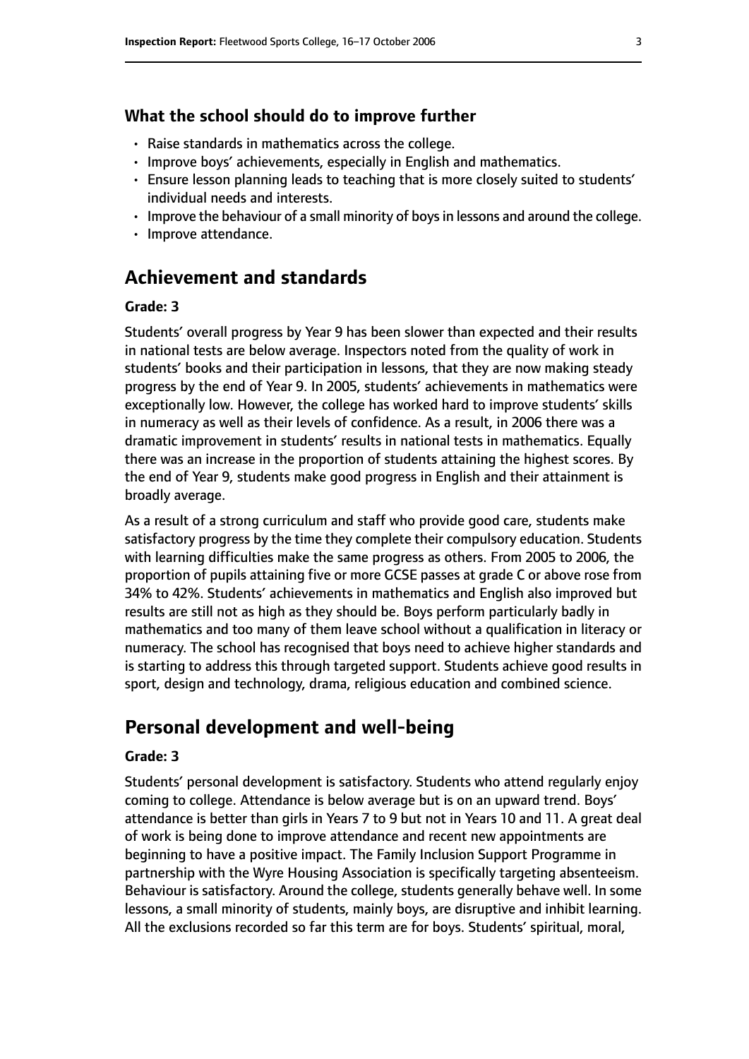### What the school should do to improve further

- Raise standards in mathematics across the college.
- Improve boys' achievements, especially in English and mathematics.
- Ensure lesson planning leads to teaching that is more closely suited to students' individual needs and interests.
- Improve the behaviour of a small minority of boys in lessons and around the college.
- Improve attendance.

## Achievement and standards

#### Grade: 3

Students' overall progress by Year 9 has been slower than expected and their results in national tests are below average. Inspectors noted from the quality of work in students' books and their participation in lessons, that they are now making steady progress by the end of Year 9. In 2005, students' achievements in mathematics were exceptionally low. However, the college has worked hard to improve students' skills in numeracy as well as their levels of confidence. As a result, in 2006 there was a dramatic improvement in students' results in national tests in mathematics. Equally there was an increase in the proportion of students attaining the highest scores. By the end of Year 9, students make good progress in English and their attainment is broadly average.

As a result of a strong curriculum and staff who provide good care, students make satisfactory progress by the time they complete their compulsory education. Students with learning difficulties make the same progress as others. From 2005 to 2006, the proportion of pupils attaining five or more GCSE passes at grade C or above rose from 34% to 42%. Students' achievements in mathematics and English also improved but results are still not as high as they should be. Boys perform particularly badly in mathematics and too many of them leave school without a qualification in literacy or numeracy. The school has recognised that boys need to achieve higher standards and is starting to address this through targeted support. Students achieve good results in sport, design and technology, drama, religious education and combined science.

## Personal development and well-being

#### Grade: 3

Students' personal development is satisfactory. Students who attend regularly enjoy coming to college. Attendance is below average but is on an upward trend. Boys' attendance is better than girls in Years 7 to 9 but not in Years 10 and 11. A great deal of work is being done to improve attendance and recent new appointments are beginning to have a positive impact. The Family Inclusion Support Programme in partnership with the Wyre Housing Association is specifically targeting absenteeism. Behaviour is satisfactory. Around the college, students generally behave well. In some lessons, a small minority of students, mainly boys, are disruptive and inhibit learning. All the exclusions recorded so far this term are for boys. Students' spiritual, moral,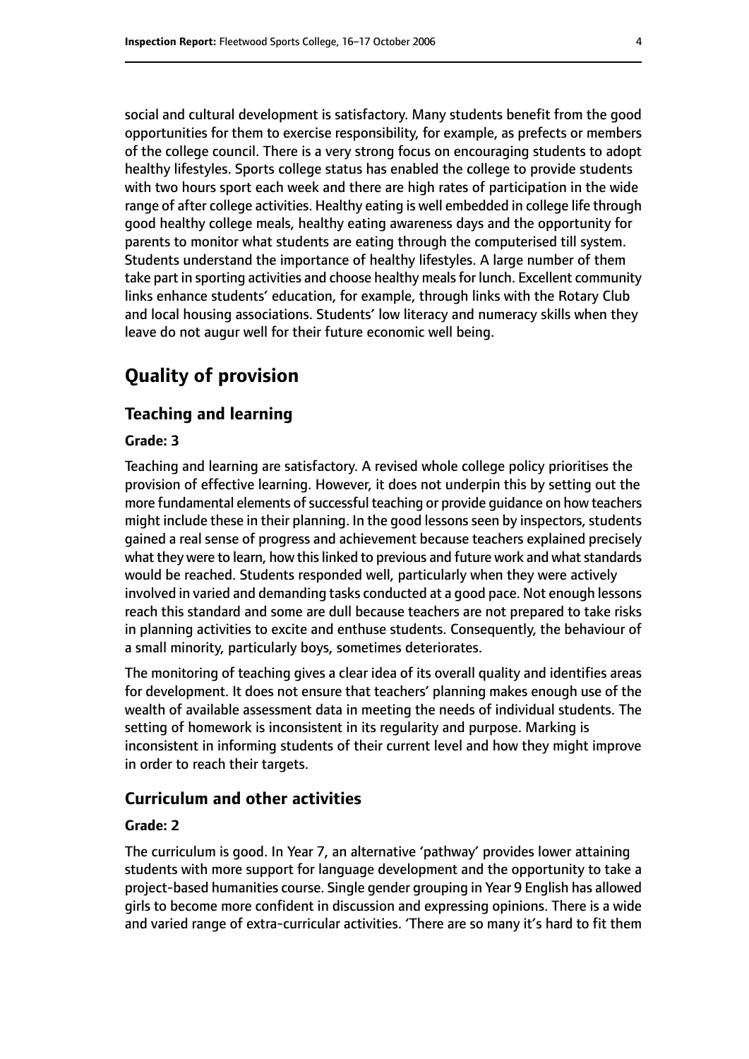social and cultural development is satisfactory. Many students benefit from the good opportunities for them to exercise responsibility, for example, as prefects or members of the college council. There is a very strong focus on encouraging students to adopt healthy lifestyles. Sports college status has enabled the college to provide students with two hours sport each week and there are high rates of participation in the wide range of after college activities. Healthy eating is well embedded in college life through good healthy college meals, healthy eating awareness days and the opportunity for parents to monitor what students are eating through the computerised till system. Students understand the importance of healthy lifestyles. A large number of them take part in sporting activities and choose healthy meals for lunch. Excellent community links enhance students' education, for example, through links with the Rotary Club and local housing associations. Students' low literacy and numeracy skills when they leave do not augur well for their future economic well being.

# Quality of provision

## Teaching and learning

#### Grade: 3

Teaching and learning are satisfactory. A revised whole college policy prioritises the provision of effective learning. However, it does not underpin this by setting out the more fundamental elements of successful teaching or provide guidance on how teachers might include these in their planning. In the good lessons seen by inspectors, students gained a real sense of progress and achievement because teachers explained precisely what they were to learn, how this linked to previous and future work and what standards would be reached. Students responded well, particularly when they were actively involved in varied and demanding tasks conducted at a good pace. Not enough lessons reach this standard and some are dull because teachers are not prepared to take risks in planning activities to excite and enthuse students. Consequently, the behaviour of a small minority, particularly boys, sometimes deteriorates.

The monitoring of teaching gives a clear idea of its overall quality and identifies areas for development. It does not ensure that teachers' planning makes enough use of the wealth of available assessment data in meeting the needs of individual students. The setting of homework is inconsistent in its regularity and purpose. Marking is inconsistent in informing students of their current level and how they might improve in order to reach their targets.

## Curriculum and other activities

#### Grade: 2

The curriculum is good. In Year 7, an alternative 'pathway' provides lower attaining students with more support for language development and the opportunity to take a project-based humanities course. Single gender grouping in Year 9 English has allowed girls to become more confident in discussion and expressing opinions. There is a wide and varied range of extra-curricular activities. 'There are so many it's hard to fit them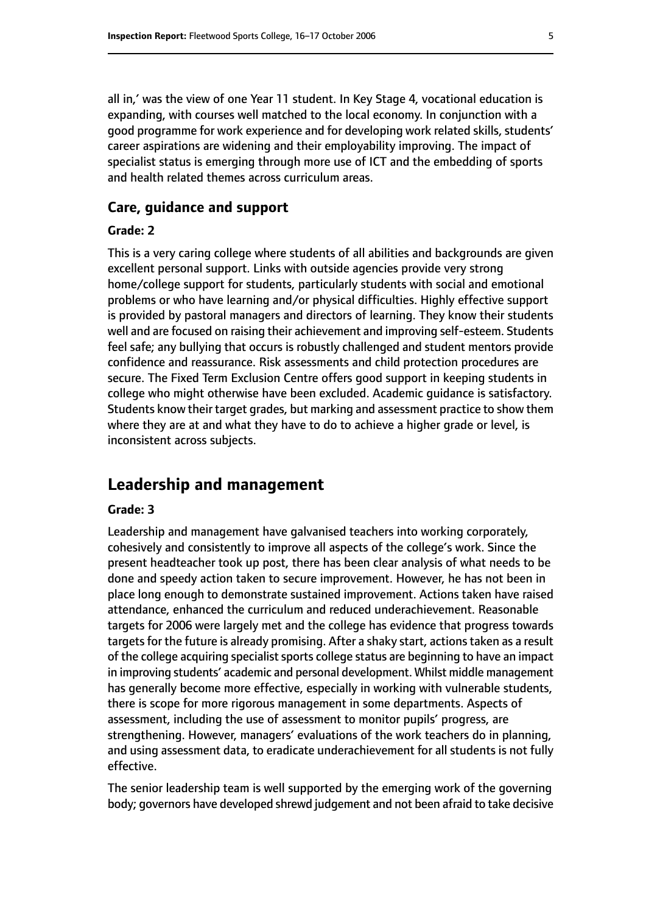all in,' was the view of one Year 11 student. In Key Stage 4, vocational education is expanding, with courses well matched to the local economy. In conjunction with a good programme for work experience and for developing work related skills, students' career aspirations are widening and their employability improving. The impact of specialist status is emerging through more use of ICT and the embedding of sports and health related themes across curriculum areas.

### Care, guidance and support

#### Grade: 2

This is a very caring college where students of all abilities and backgrounds are given excellent personal support. Links with outside agencies provide very strong home/college support for students, particularly students with social and emotional problems or who have learning and/or physical difficulties. Highly effective support is provided by pastoral managers and directors of learning. They know their students well and are focused on raising their achievement and improving self-esteem. Students feel safe; any bullying that occurs is robustly challenged and student mentors provide confidence and reassurance. Risk assessments and child protection procedures are secure. The Fixed Term Exclusion Centre offers good support in keeping students in college who might otherwise have been excluded. Academic guidance is satisfactory. Students know their target grades, but marking and assessment practice to show them where they are at and what they have to do to achieve a higher grade or level, is inconsistent across subjects.

## Leadership and management

#### Grade: 3

Leadership and management have galvanised teachers into working corporately, cohesively and consistently to improve all aspects of the college's work. Since the present headteacher took up post, there has been clear analysis of what needs to be done and speedy action taken to secure improvement. However, he has not been in place long enough to demonstrate sustained improvement. Actions taken have raised attendance, enhanced the curriculum and reduced underachievement. Reasonable targets for 2006 were largely met and the college has evidence that progress towards targets for the future is already promising. After a shaky start, actions taken as a result of the college acquiring specialist sports college status are beginning to have an impact in improving students' academic and personal development. Whilst middle management has generally become more effective, especially in working with vulnerable students, there is scope for more rigorous management in some departments. Aspects of assessment, including the use of assessment to monitor pupils' progress, are strengthening. However, managers' evaluations of the work teachers do in planning, and using assessment data, to eradicate underachievement for all students is not fully effective.

The senior leadership team is well supported by the emerging work of the governing body; governors have developed shrewd judgement and not been afraid to take decisive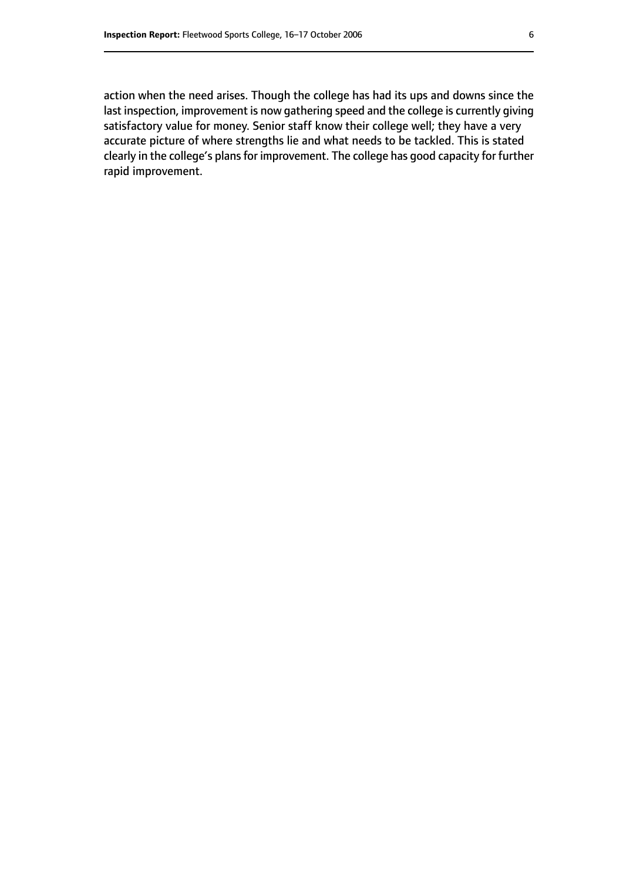action when the need arises. Though the college has had its ups and downs since the last inspection, improvement is now gathering speed and the college is currently giving satisfactory value for money. Senior staff know their college well; they have a very accurate picture of where strengths lie and what needs to be tackled. This is stated clearly in the college's plans for improvement. The college has good capacity for further rapid improvement.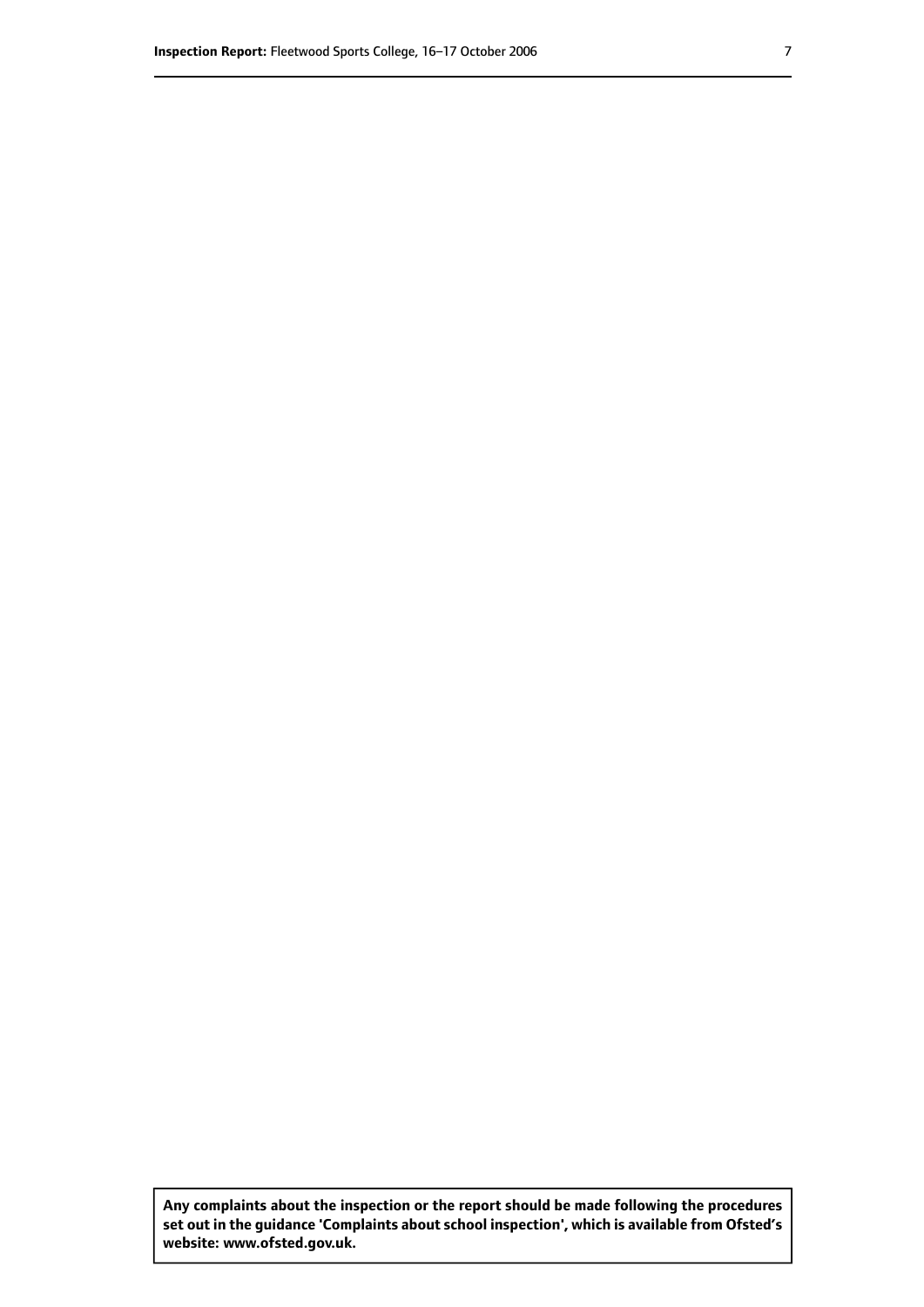**Any complaints about the inspection or the report should be made following the procedures set out in the guidance 'Complaints about school inspection', which is available from Ofsted's website: www.ofsted.gov.uk.**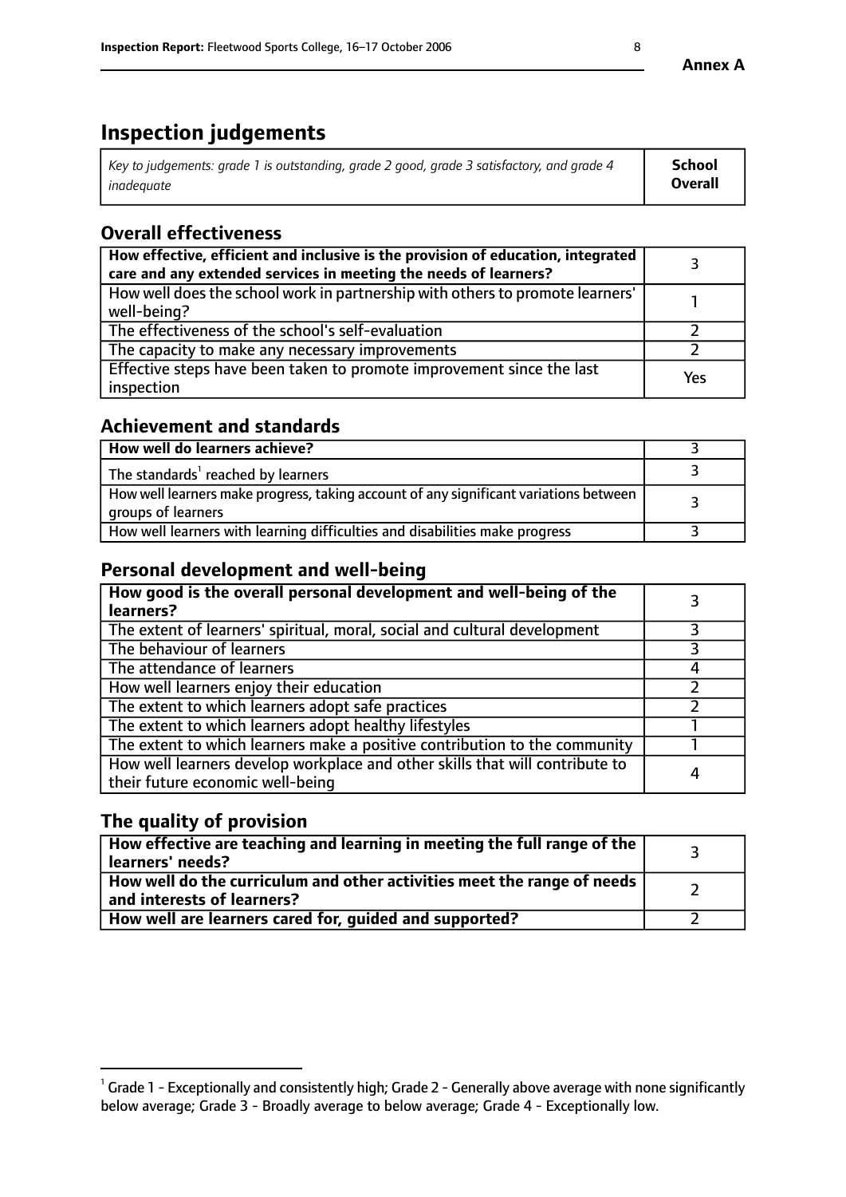# Inspection judgements

| *Key to judgements: grade 1 is outstanding, grade 2 good, grade 3 satisfactory, and grade 4 inadequate* | **School Overall** |
|---|---|

## Overall effectiveness

| | |
|---|---|
| **How effective, efficient and inclusive is the provision of education, integrated care and any extended services in meeting the needs of learners?** | 3 |
| How well does the school work in partnership with others to promote learners' well-being? | 1 |
| The effectiveness of the school's self-evaluation | 2 |
| The capacity to make any necessary improvements | 2 |
| Effective steps have been taken to promote improvement since the last inspection | Yes |

## Achievement and standards

| | |
|---|---|
| **How well do learners achieve?** | 3 |
| The standards[1] reached by learners | 3 |
| How well learners make progress, taking account of any significant variations between groups of learners | 3 |
| How well learners with learning difficulties and disabilities make progress | 3 |

## Personal development and well-being

| | |
|---|---|
| **How good is the overall personal development and well-being of the learners?** | 3 |
| The extent of learners' spiritual, moral, social and cultural development | 3 |
| The behaviour of learners | 3 |
| The attendance of learners | 4 |
| How well learners enjoy their education | 2 |
| The extent to which learners adopt safe practices | 2 |
| The extent to which learners adopt healthy lifestyles | 1 |
| The extent to which learners make a positive contribution to the community | 1 |
| How well learners develop workplace and other skills that will contribute to their future economic well-being | 4 |

## The quality of provision

| | |
|---|---|
| **How effective are teaching and learning in meeting the full range of the learners' needs?** | 3 |
| **How well do the curriculum and other activities meet the range of needs and interests of learners?** | 2 |
| **How well are learners cared for, guided and supported?** | 2 |

[1] Grade 1 - Exceptionally and consistently high; Grade 2 - Generally above average with none significantly below average; Grade 3 - Broadly average to below average; Grade 4 - Exceptionally low.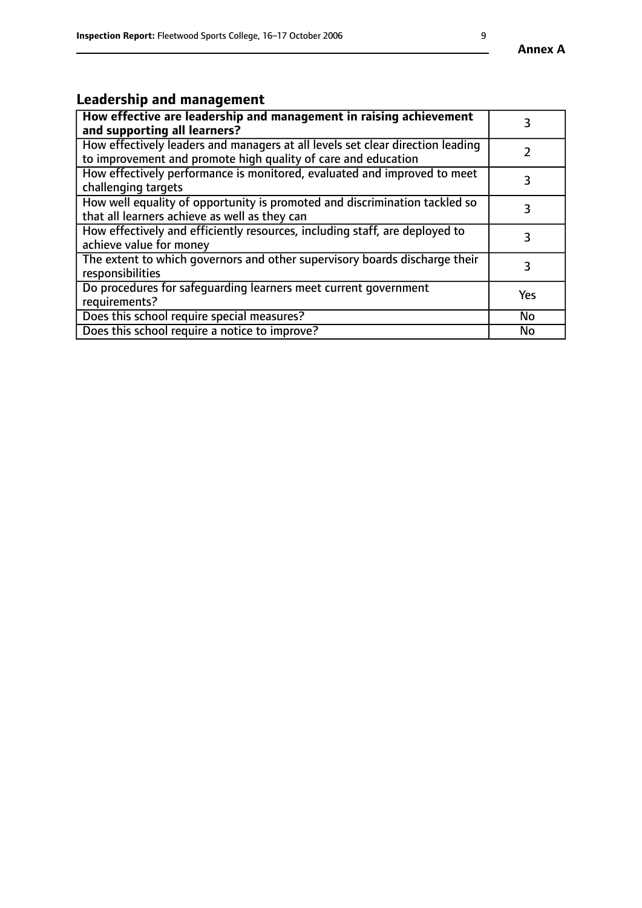## Leadership and management

| **How effective are leadership and management in raising achievement and supporting all learners?** | 3 |
|---|---|
| How effectively leaders and managers at all levels set clear direction leading to improvement and promote high quality of care and education | 2 |
| How effectively performance is monitored, evaluated and improved to meet challenging targets | 3 |
| How well equality of opportunity is promoted and discrimination tackled so that all learners achieve as well as they can | 3 |
| How effectively and efficiently resources, including staff, are deployed to achieve value for money | 3 |
| The extent to which governors and other supervisory boards discharge their responsibilities | 3 |
| Do procedures for safeguarding learners meet current government requirements? | Yes |
| Does this school require special measures? | No |
| Does this school require a notice to improve? | No |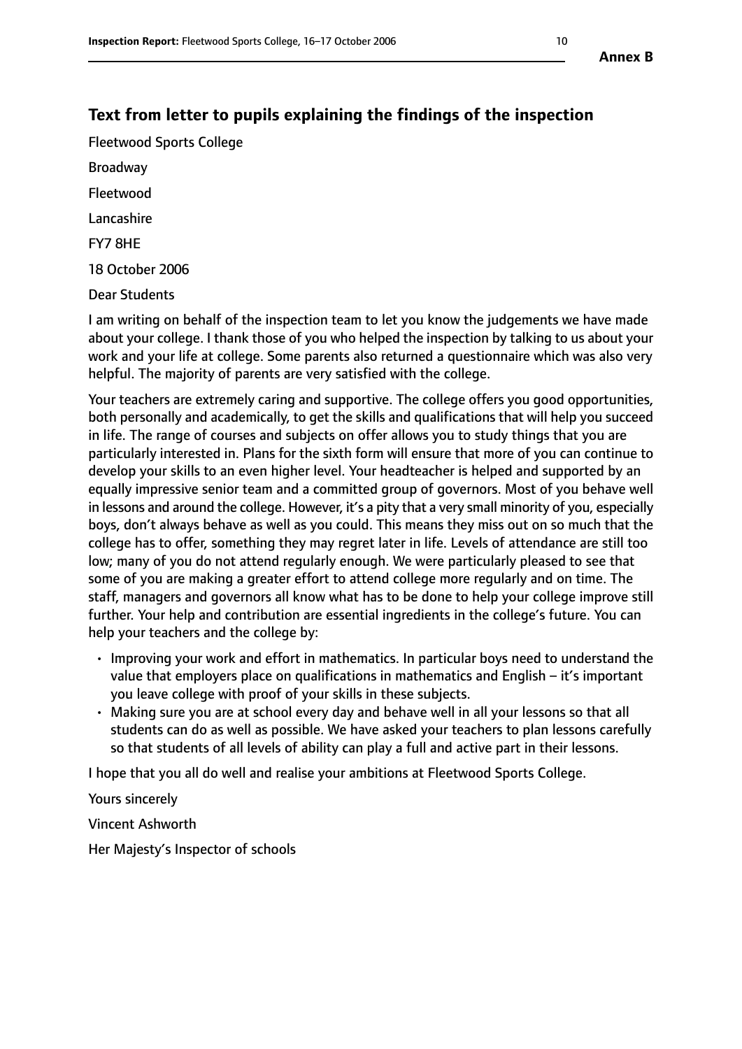## Text from letter to pupils explaining the findings of the inspection

Fleetwood Sports College

Broadway

Fleetwood

Lancashire

FY7 8HE

18 October 2006

Dear Students

I am writing on behalf of the inspection team to let you know the judgements we have made about your college. I thank those of you who helped the inspection by talking to us about your work and your life at college. Some parents also returned a questionnaire which was also very helpful. The majority of parents are very satisfied with the college.

Your teachers are extremely caring and supportive. The college offers you good opportunities, both personally and academically, to get the skills and qualifications that will help you succeed in life. The range of courses and subjects on offer allows you to study things that you are particularly interested in. Plans for the sixth form will ensure that more of you can continue to develop your skills to an even higher level. Your headteacher is helped and supported by an equally impressive senior team and a committed group of governors. Most of you behave well in lessons and around the college. However, it's a pity that a very small minority of you, especially boys, don't always behave as well as you could. This means they miss out on so much that the college has to offer, something they may regret later in life. Levels of attendance are still too low; many of you do not attend regularly enough. We were particularly pleased to see that some of you are making a greater effort to attend college more regularly and on time. The staff, managers and governors all know what has to be done to help your college improve still further. Your help and contribution are essential ingredients in the college's future. You can help your teachers and the college by:

- Improving your work and effort in mathematics. In particular boys need to understand the value that employers place on qualifications in mathematics and English – it's important you leave college with proof of your skills in these subjects.
- Making sure you are at school every day and behave well in all your lessons so that all students can do as well as possible. We have asked your teachers to plan lessons carefully so that students of all levels of ability can play a full and active part in their lessons.

I hope that you all do well and realise your ambitions at Fleetwood Sports College.

Yours sincerely

Vincent Ashworth

Her Majesty's Inspector of schools